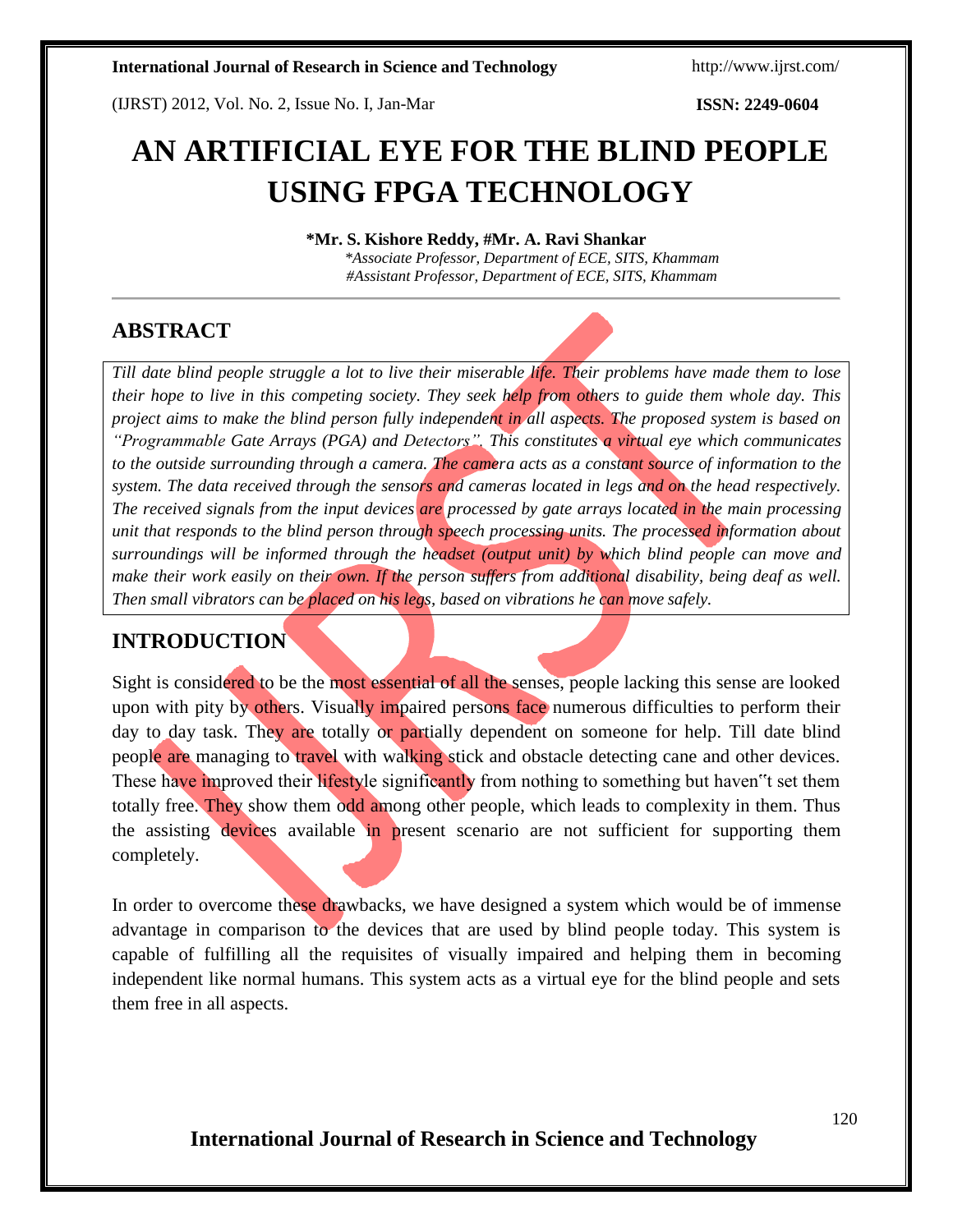# AN ARTIFICIAL EYE FOR THE BLIND PEOPLE USING FPGA TECHNOLOGY

**\*Mr. S. Kishore Reddy, #Mr. A. Ravi Shankar**

*\*Associate Professor, Department of ECE, SITS, Khammam*
*#Assistant Professor, Department of ECE, SITS, Khammam*

## ABSTRACT

*Till date blind people struggle a lot to live their miserable life. Their problems have made them to lose their hope to live in this competing society. They seek help from others to guide them whole day. This project aims to make the blind person fully independent in all aspects. The proposed system is based on "Programmable Gate Arrays (PGA) and Detectors". This constitutes a virtual eye which communicates to the outside surrounding through a camera. The camera acts as a constant source of information to the system. The data received through the sensors and cameras located in legs and on the head respectively. The received signals from the input devices are processed by gate arrays located in the main processing unit that responds to the blind person through speech processing units. The processed information about surroundings will be informed through the headset (output unit) by which blind people can move and make their work easily on their own. If the person suffers from additional disability, being deaf as well. Then small vibrators can be placed on his legs, based on vibrations he can move safely.*

## INTRODUCTION

Sight is considered to be the most essential of all the senses, people lacking this sense are looked upon with pity by others. Visually impaired persons face numerous difficulties to perform their day to day task. They are totally or partially dependent on someone for help. Till date blind people are managing to travel with walking stick and obstacle detecting cane and other devices. These have improved their lifestyle significantly from nothing to something but haven‟t set them totally free. They show them odd among other people, which leads to complexity in them. Thus the assisting devices available in present scenario are not sufficient for supporting them completely.

In order to overcome these drawbacks, we have designed a system which would be of immense advantage in comparison to the devices that are used by blind people today. This system is capable of fulfilling all the requisites of visually impaired and helping them in becoming independent like normal humans. This system acts as a virtual eye for the blind people and sets them free in all aspects.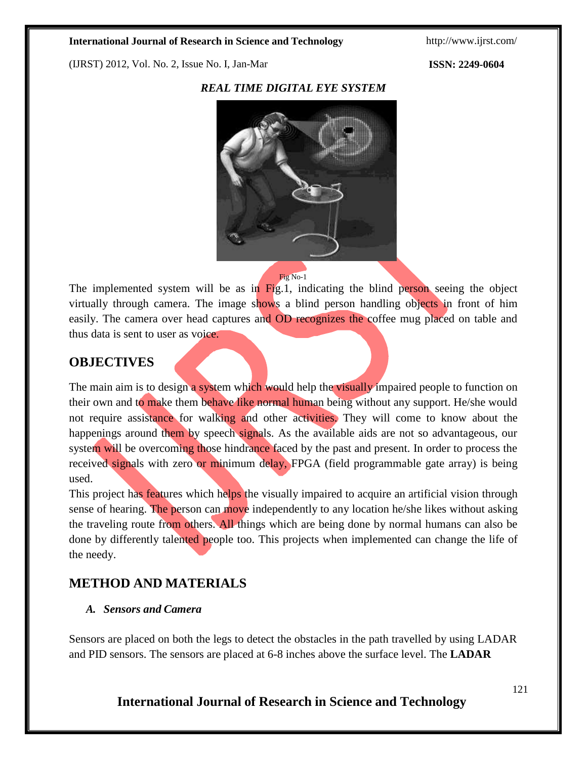*REAL TIME DIGITAL EYE SYSTEM*

Fig No-1

The implemented system will be as in Fig.1, indicating the blind person seeing the object virtually through camera. The image shows a blind person handling objects in front of him easily. The camera over head captures and OD recognizes the coffee mug placed on table and thus data is sent to user as voice.

## OBJECTIVES

The main aim is to design a system which would help the visually impaired people to function on their own and to make them behave like normal human being without any support. He/she would not require assistance for walking and other activities. They will come to know about the happenings around them by speech signals. As the available aids are not so advantageous, our system will be overcoming those hindrance faced by the past and present. In order to process the received signals with zero or minimum delay, FPGA (field programmable gate array) is being used.

This project has features which helps the visually impaired to acquire an artificial vision through sense of hearing. The person can move independently to any location he/she likes without asking the traveling route from others. All things which are being done by normal humans can also be done by differently talented people too. This projects when implemented can change the life of the needy.

## METHOD AND MATERIALS

### *A. Sensors and Camera*

Sensors are placed on both the legs to detect the obstacles in the path travelled by using LADAR and PID sensors. The sensors are placed at 6-8 inches above the surface level. The **LADAR**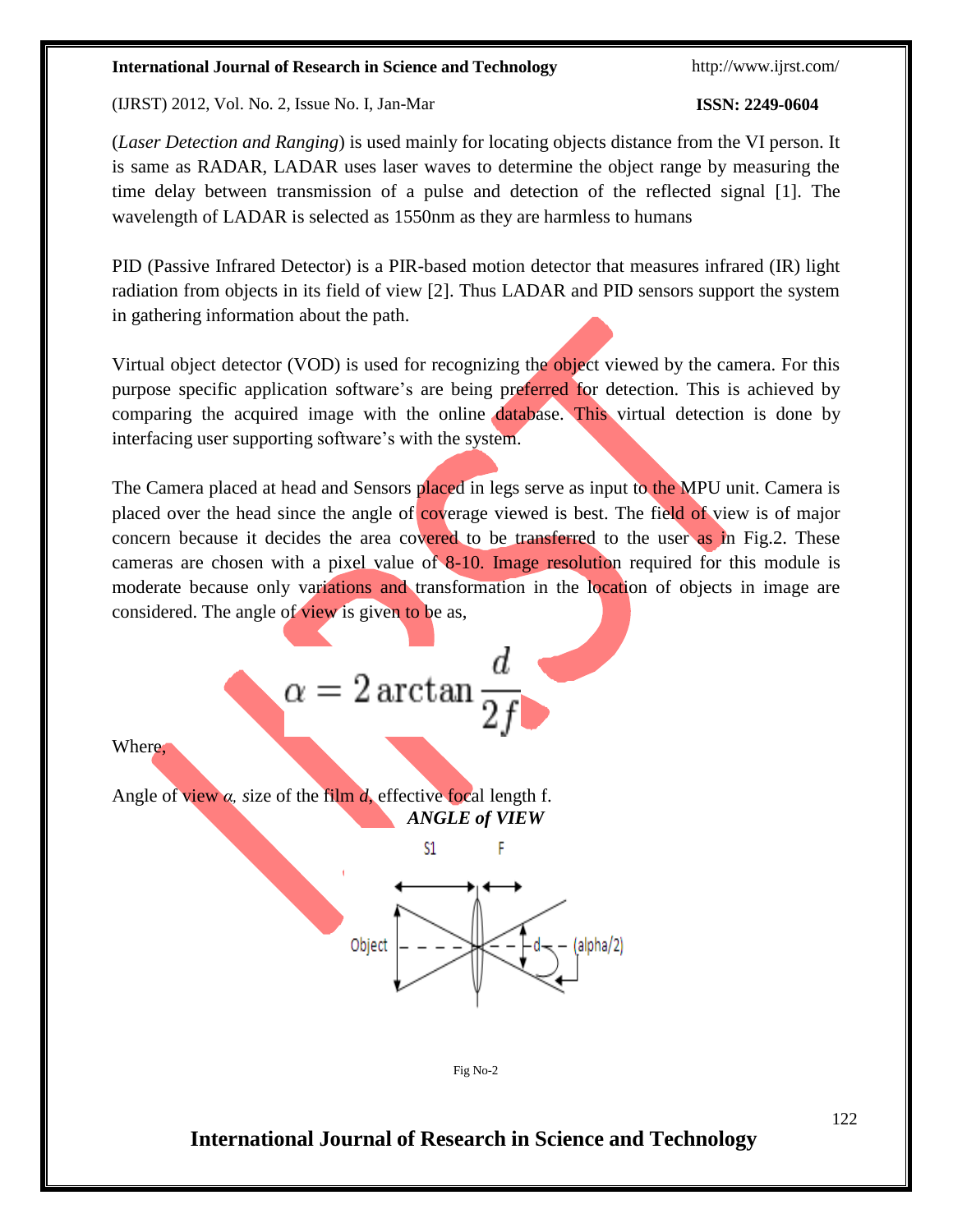(*Laser Detection and Ranging*) is used mainly for locating objects distance from the VI person. It is same as RADAR, LADAR uses laser waves to determine the object range by measuring the time delay between transmission of a pulse and detection of the reflected signal [1]. The wavelength of LADAR is selected as 1550nm as they are harmless to humans

PID (Passive Infrared Detector) is a PIR-based motion detector that measures infrared (IR) light radiation from objects in its field of view [2]. Thus LADAR and PID sensors support the system in gathering information about the path.

Virtual object detector (VOD) is used for recognizing the object viewed by the camera. For this purpose specific application software's are being preferred for detection. This is achieved by comparing the acquired image with the online database. This virtual detection is done by interfacing user supporting software's with the system.

The Camera placed at head and Sensors placed in legs serve as input to the MPU unit. Camera is placed over the head since the angle of coverage viewed is best. The field of view is of major concern because it decides the area covered to be transferred to the user as in Fig.2. These cameras are chosen with a pixel value of 8-10. Image resolution required for this module is moderate because only variations and transformation in the location of objects in image are considered. The angle of view is given to be as,

$$\alpha = 2\arctan\frac{d}{2f}$$

Where,

Angle of view $\alpha$, size of the film $d$, effective focal length f.

***ANGLE of VIEW***

Fig No-2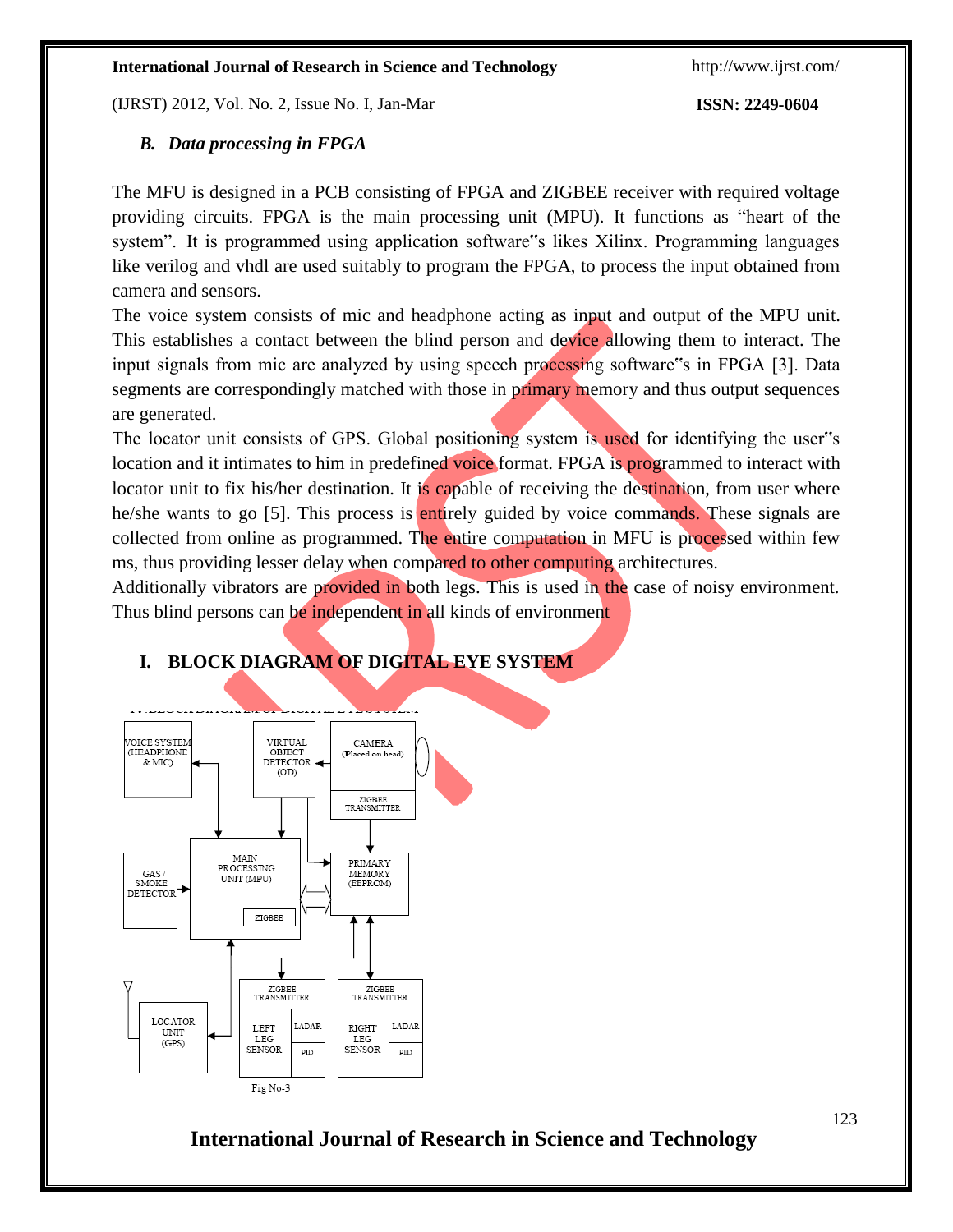### *B. Data processing in FPGA*

The MFU is designed in a PCB consisting of FPGA and ZIGBEE receiver with required voltage providing circuits. FPGA is the main processing unit (MPU). It functions as "heart of the system". It is programmed using application software"s likes Xilinx. Programming languages like verilog and vhdl are used suitably to program the FPGA, to process the input obtained from camera and sensors.

The voice system consists of mic and headphone acting as input and output of the MPU unit. This establishes a contact between the blind person and device allowing them to interact. The input signals from mic are analyzed by using speech processing software"s in FPGA [3]. Data segments are correspondingly matched with those in primary memory and thus output sequences are generated.

The locator unit consists of GPS. Global positioning system is used for identifying the user"s location and it intimates to him in predefined voice format. FPGA is programmed to interact with locator unit to fix his/her destination. It is capable of receiving the destination, from user where he/she wants to go [5]. This process is entirely guided by voice commands. These signals are collected from online as programmed. The entire computation in MFU is processed within few ms, thus providing lesser delay when compared to other computing architectures.

Additionally vibrators are provided in both legs. This is used in the case of noisy environment. Thus blind persons can be independent in all kinds of environment

## I. BLOCK DIAGRAM OF DIGITAL EYE SYSTEM

VOICE SYSTEM (HEADPHONE & MIC) | VIRTUAL OBJECT DETECTOR (OD) | CAMERA (Placed on head) | ZIGBEE TRANSMITTER | MAIN PROCESSING UNIT (MPU) | ZIGBEE | PRIMARY MEMORY (EEPROM) | GAS / SMOKE DETECTOR | LOCATOR UNIT (GPS) | ZIGBEE TRANSMITTER | LEFT LEG SENSOR | LADAR | PID | ZIGBEE TRANSMITTER | RIGHT LEG SENSOR | LADAR | PID

Fig No-3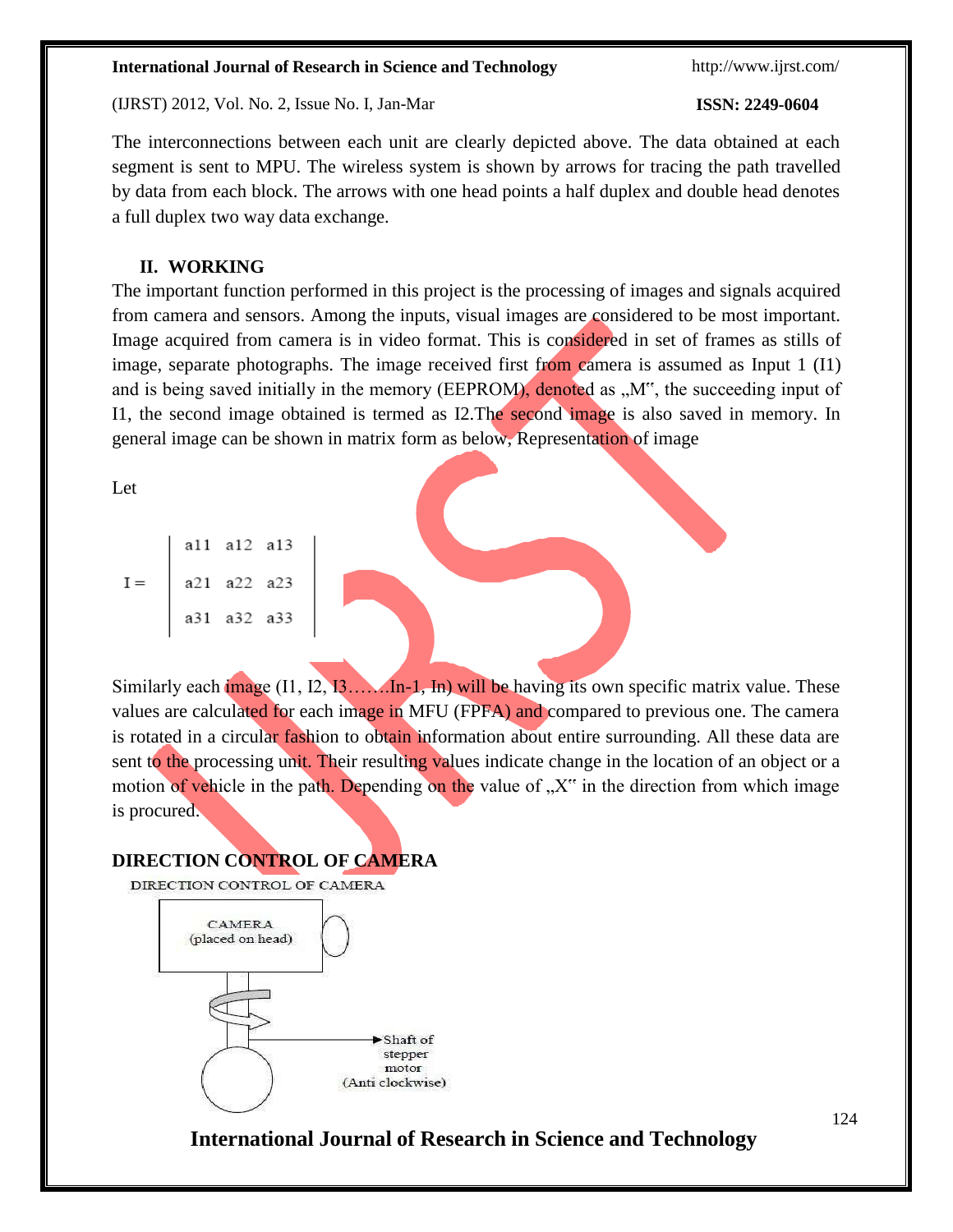The interconnections between each unit are clearly depicted above. The data obtained at each segment is sent to MPU. The wireless system is shown by arrows for tracing the path travelled by data from each block. The arrows with one head points a half duplex and double head denotes a full duplex two way data exchange.

## II. WORKING

The important function performed in this project is the processing of images and signals acquired from camera and sensors. Among the inputs, visual images are considered to be most important. Image acquired from camera is in video format. This is considered in set of frames as stills of image, separate photographs. The image received first from camera is assumed as Input 1 (I1) and is being saved initially in the memory (EEPROM), denoted as „M", the succeeding input of I1, the second image obtained is termed as I2.The second image is also saved in memory. In general image can be shown in matrix form as below, Representation of image

Let

$$I = \begin{vmatrix} a11 & a12 & a13 \\ a21 & a22 & a23 \\ a31 & a32 & a33 \end{vmatrix}$$

Similarly each image (I1, I2, I3…….In-1, In) will be having its own specific matrix value. These values are calculated for each image in MFU (FPFA) and compared to previous one. The camera is rotated in a circular fashion to obtain information about entire surrounding. All these data are sent to the processing unit. Their resulting values indicate change in the location of an object or a motion of vehicle in the path. Depending on the value of „X" in the direction from which image is procured.

## DIRECTION CONTROL OF CAMERA

DIRECTION CONTROL OF CAMERA

CAMERA (placed on head)

Shaft of stepper motor (Anti clockwise)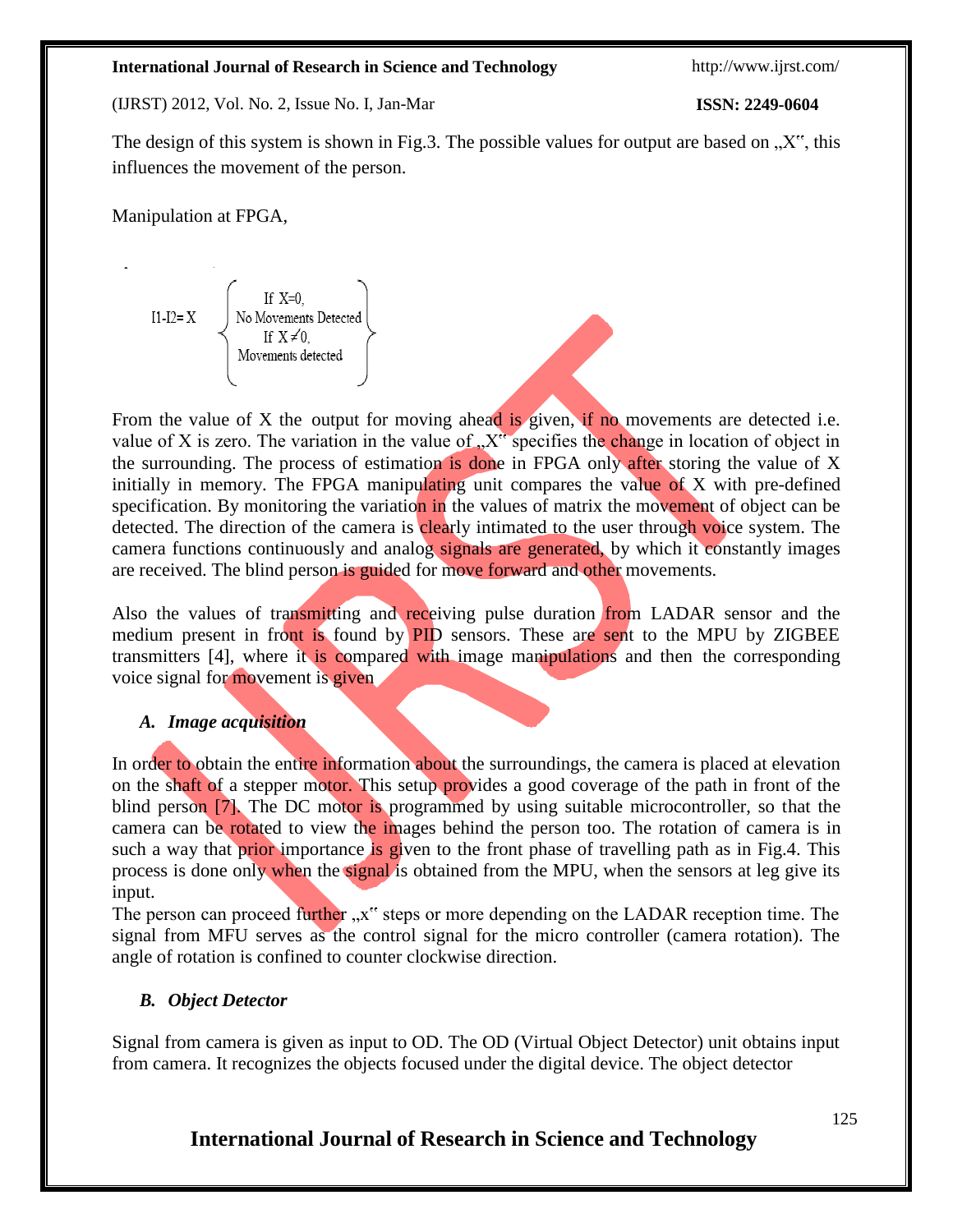The design of this system is shown in Fig.3. The possible values for output are based on „X‟, this influences the movement of the person.

Manipulation at FPGA,

$$I1\text{-}I2 = X \quad \left\{ \begin{array}{c} \text{If } X=0, \\ \text{No Movements Detected} \\ \text{If } X \neq 0, \\ \text{Movements detected} \end{array} \right\}$$

From the value of X the output for moving ahead is given, if no movements are detected i.e. value of X is zero. The variation in the value of „X‟ specifies the change in location of object in the surrounding. The process of estimation is done in FPGA only after storing the value of X initially in memory. The FPGA manipulating unit compares the value of X with pre-defined specification. By monitoring the variation in the values of matrix the movement of object can be detected. The direction of the camera is clearly intimated to the user through voice system. The camera functions continuously and analog signals are generated, by which it constantly images are received. The blind person is guided for move forward and other movements.

Also the values of transmitting and receiving pulse duration from LADAR sensor and the medium present in front is found by PID sensors. These are sent to the MPU by ZIGBEE transmitters [4], where it is compared with image manipulations and then the corresponding voice signal for movement is given

### *A. Image acquisition*

In order to obtain the entire information about the surroundings, the camera is placed at elevation on the shaft of a stepper motor. This setup provides a good coverage of the path in front of the blind person [7]. The DC motor is programmed by using suitable microcontroller, so that the camera can be rotated to view the images behind the person too. The rotation of camera is in such a way that prior importance is given to the front phase of travelling path as in Fig.4. This process is done only when the signal is obtained from the MPU, when the sensors at leg give its input.
The person can proceed further „x‟ steps or more depending on the LADAR reception time. The signal from MFU serves as the control signal for the micro controller (camera rotation). The angle of rotation is confined to counter clockwise direction.

### *B. Object Detector*

Signal from camera is given as input to OD. The OD (Virtual Object Detector) unit obtains input from camera. It recognizes the objects focused under the digital device. The object detector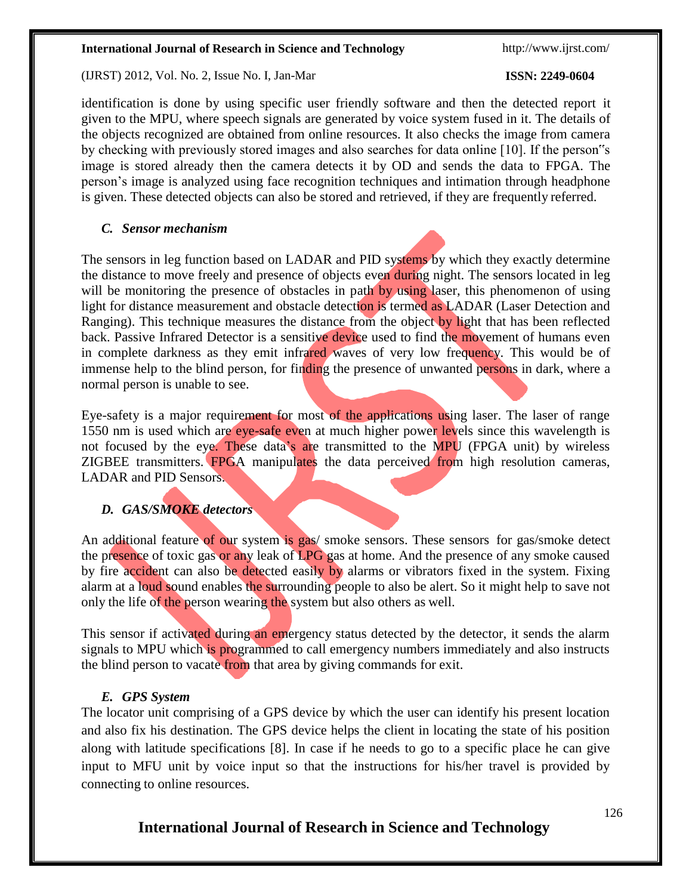identification is done by using specific user friendly software and then the detected report it given to the MPU, where speech signals are generated by voice system fused in it. The details of the objects recognized are obtained from online resources. It also checks the image from camera by checking with previously stored images and also searches for data online [10]. If the person"s image is stored already then the camera detects it by OD and sends the data to FPGA. The person's image is analyzed using face recognition techniques and intimation through headphone is given. These detected objects can also be stored and retrieved, if they are frequently referred.

### *C. Sensor mechanism*

The sensors in leg function based on LADAR and PID systems by which they exactly determine the distance to move freely and presence of objects even during night. The sensors located in leg will be monitoring the presence of obstacles in path by using laser, this phenomenon of using light for distance measurement and obstacle detection is termed as LADAR (Laser Detection and Ranging). This technique measures the distance from the object by light that has been reflected back. Passive Infrared Detector is a sensitive device used to find the movement of humans even in complete darkness as they emit infrared waves of very low frequency. This would be of immense help to the blind person, for finding the presence of unwanted persons in dark, where a normal person is unable to see.

Eye-safety is a major requirement for most of the applications using laser. The laser of range 1550 nm is used which are eye-safe even at much higher power levels since this wavelength is not focused by the eye. These data's are transmitted to the MPU (FPGA unit) by wireless ZIGBEE transmitters. FPGA manipulates the data perceived from high resolution cameras, LADAR and PID Sensors.

### *D. GAS/SMOKE detectors*

An additional feature of our system is gas/ smoke sensors. These sensors for gas/smoke detect the presence of toxic gas or any leak of LPG gas at home. And the presence of any smoke caused by fire accident can also be detected easily by alarms or vibrators fixed in the system. Fixing alarm at a loud sound enables the surrounding people to also be alert. So it might help to save not only the life of the person wearing the system but also others as well.

This sensor if activated during an emergency status detected by the detector, it sends the alarm signals to MPU which is programmed to call emergency numbers immediately and also instructs the blind person to vacate from that area by giving commands for exit.

### *E. GPS System*

The locator unit comprising of a GPS device by which the user can identify his present location and also fix his destination. The GPS device helps the client in locating the state of his position along with latitude specifications [8]. In case if he needs to go to a specific place he can give input to MFU unit by voice input so that the instructions for his/her travel is provided by connecting to online resources.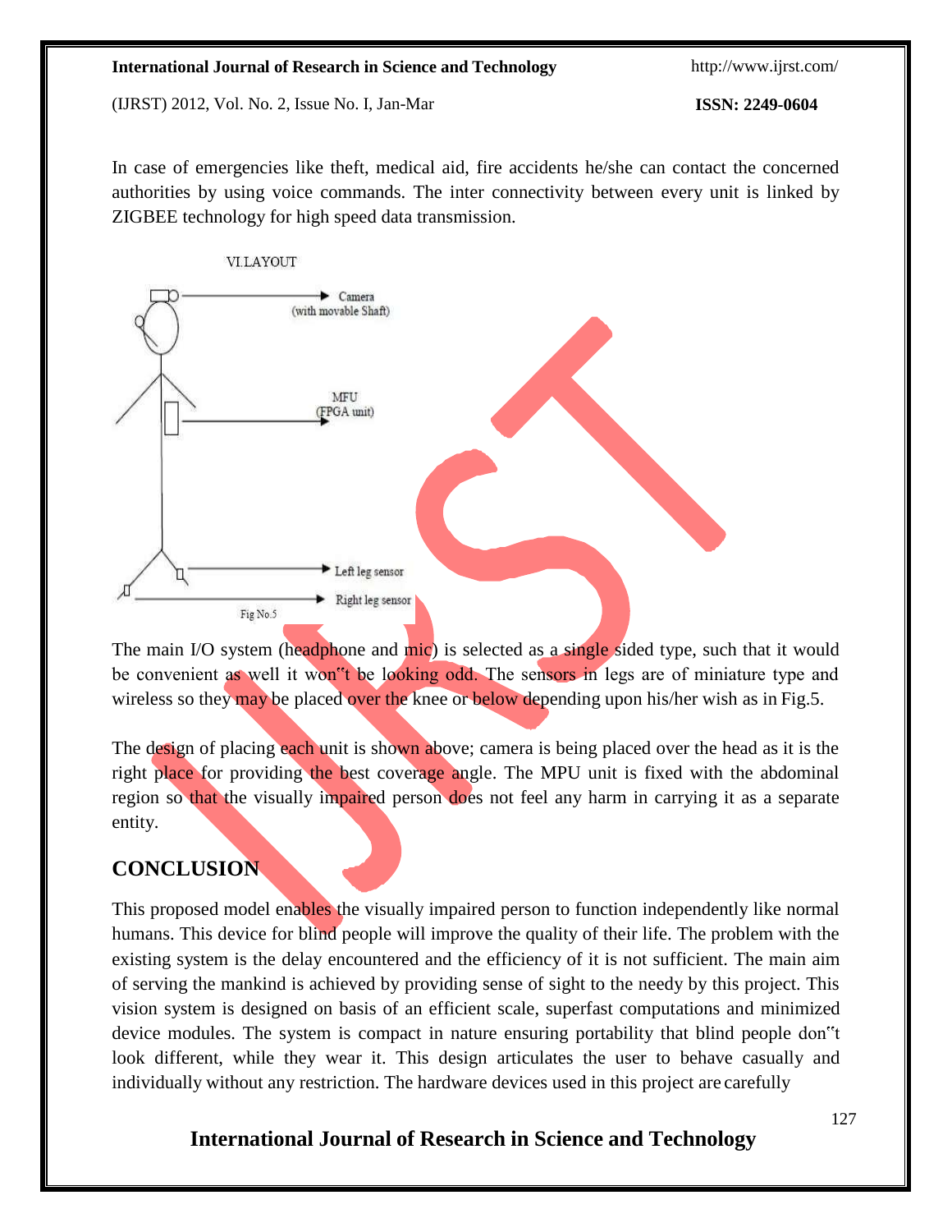In case of emergencies like theft, medical aid, fire accidents he/she can contact the concerned authorities by using voice commands. The inter connectivity between every unit is linked by ZIGBEE technology for high speed data transmission.

VI.LAYOUT

Camera (with movable Shaft)

MFU (FPGA unit)

Left leg sensor

Right leg sensor

Fig No.5

The main I/O system (headphone and mic) is selected as a single sided type, such that it would be convenient as well it won‟t be looking odd. The sensors in legs are of miniature type and wireless so they may be placed over the knee or below depending upon his/her wish as in Fig.5.

The design of placing each unit is shown above; camera is being placed over the head as it is the right place for providing the best coverage angle. The MPU unit is fixed with the abdominal region so that the visually impaired person does not feel any harm in carrying it as a separate entity.

## CONCLUSION

This proposed model enables the visually impaired person to function independently like normal humans. This device for blind people will improve the quality of their life. The problem with the existing system is the delay encountered and the efficiency of it is not sufficient. The main aim of serving the mankind is achieved by providing sense of sight to the needy by this project. This vision system is designed on basis of an efficient scale, superfast computations and minimized device modules. The system is compact in nature ensuring portability that blind people don‟t look different, while they wear it. This design articulates the user to behave casually and individually without any restriction. The hardware devices used in this project are carefully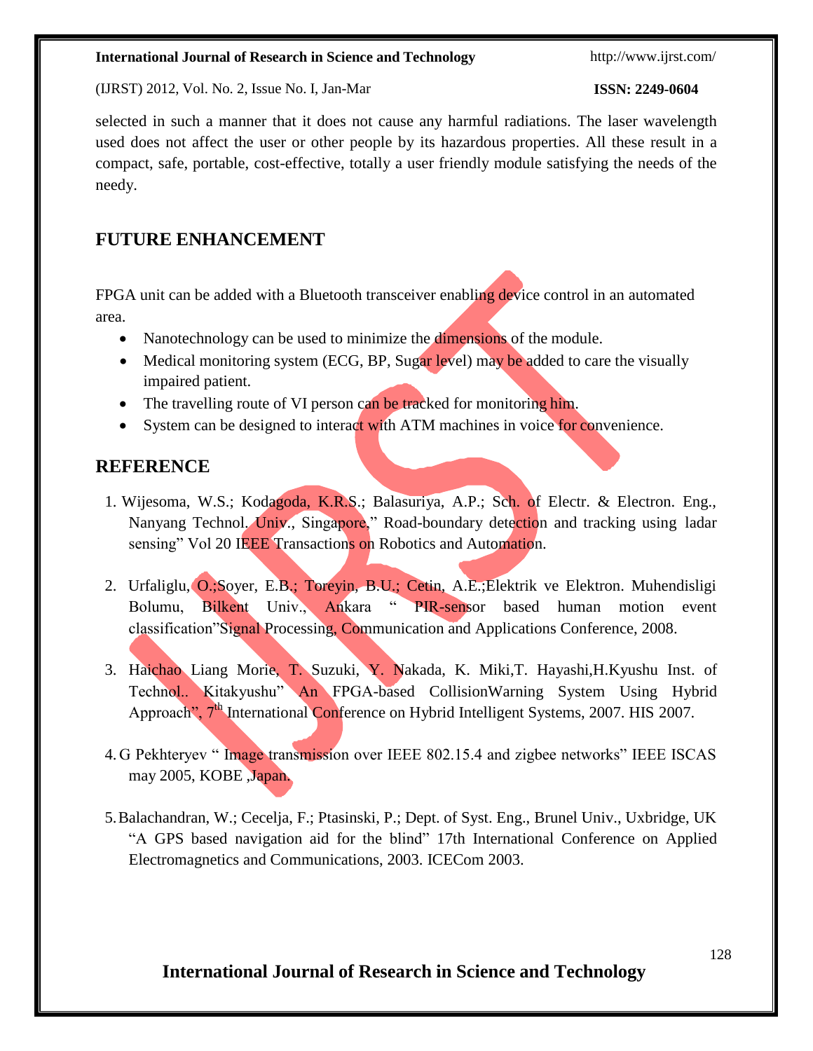selected in such a manner that it does not cause any harmful radiations. The laser wavelength used does not affect the user or other people by its hazardous properties. All these result in a compact, safe, portable, cost-effective, totally a user friendly module satisfying the needs of the needy.

## FUTURE ENHANCEMENT

FPGA unit can be added with a Bluetooth transceiver enabling device control in an automated area.

- Nanotechnology can be used to minimize the dimensions of the module.
- Medical monitoring system (ECG, BP, Sugar level) may be added to care the visually impaired patient.
- The travelling route of VI person can be tracked for monitoring him.
- System can be designed to interact with ATM machines in voice for convenience.

## REFERENCE

1. Wijesoma, W.S.; Kodagoda, K.R.S.; Balasuriya, A.P.; Sch. of Electr. & Electron. Eng., Nanyang Technol. Univ., Singapore," Road-boundary detection and tracking using ladar sensing" Vol 20 IEEE Transactions on Robotics and Automation.

2. Urfaliglu, O.;Soyer, E.B.; Toreyin, B.U.; Cetin, A.E.;Elektrik ve Elektron. Muhendisligi Bolumu, Bilkent Univ., Ankara " PIR-sensor based human motion event classification"Signal Processing, Communication and Applications Conference, 2008.

3. Haichao Liang Morie, T. Suzuki, Y. Nakada, K. Miki,T. Hayashi,H.Kyushu Inst. of Technol.. Kitakyushu" An FPGA-based CollisionWarning System Using Hybrid Approach", 7th International Conference on Hybrid Intelligent Systems, 2007. HIS 2007.

4. G Pekhteryev " Image transmission over IEEE 802.15.4 and zigbee networks" IEEE ISCAS may 2005, KOBE ,Japan.

5. Balachandran, W.; Cecelja, F.; Ptasinski, P.; Dept. of Syst. Eng., Brunel Univ., Uxbridge, UK "A GPS based navigation aid for the blind" 17th International Conference on Applied Electromagnetics and Communications, 2003. ICECom 2003.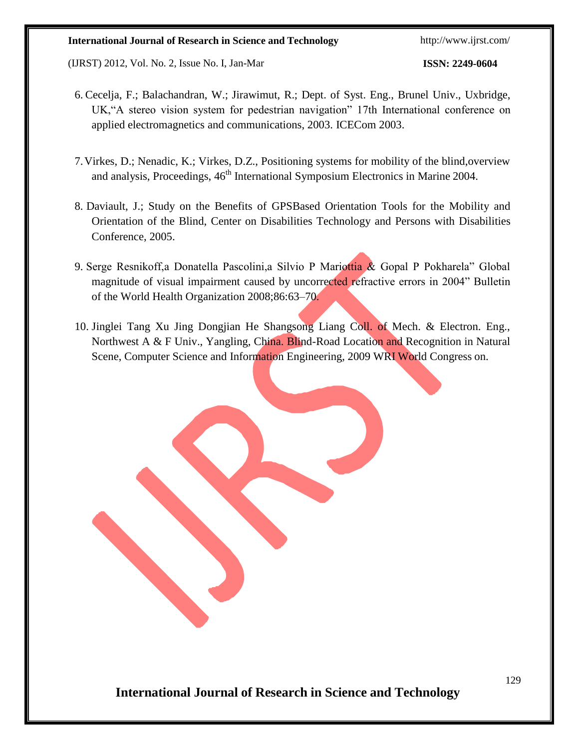6. Cecelja, F.; Balachandran, W.; Jirawimut, R.; Dept. of Syst. Eng., Brunel Univ., Uxbridge, UK,"A stereo vision system for pedestrian navigation" 17th International conference on applied electromagnetics and communications, 2003. ICECom 2003.

7. Virkes, D.; Nenadic, K.; Virkes, D.Z., Positioning systems for mobility of the blind,overview and analysis, Proceedings, 46th International Symposium Electronics in Marine 2004.

8. Daviault, J.; Study on the Benefits of GPSBased Orientation Tools for the Mobility and Orientation of the Blind, Center on Disabilities Technology and Persons with Disabilities Conference, 2005.

9. Serge Resnikoff,a Donatella Pascolini,a Silvio P Mariottia & Gopal P Pokharela" Global magnitude of visual impairment caused by uncorrected refractive errors in 2004" Bulletin of the World Health Organization 2008;86:63–70.

10. Jinglei Tang Xu Jing Dongjian He Shangsong Liang Coll. of Mech. & Electron. Eng., Northwest A & F Univ., Yangling, China. Blind-Road Location and Recognition in Natural Scene, Computer Science and Information Engineering, 2009 WRI World Congress on.